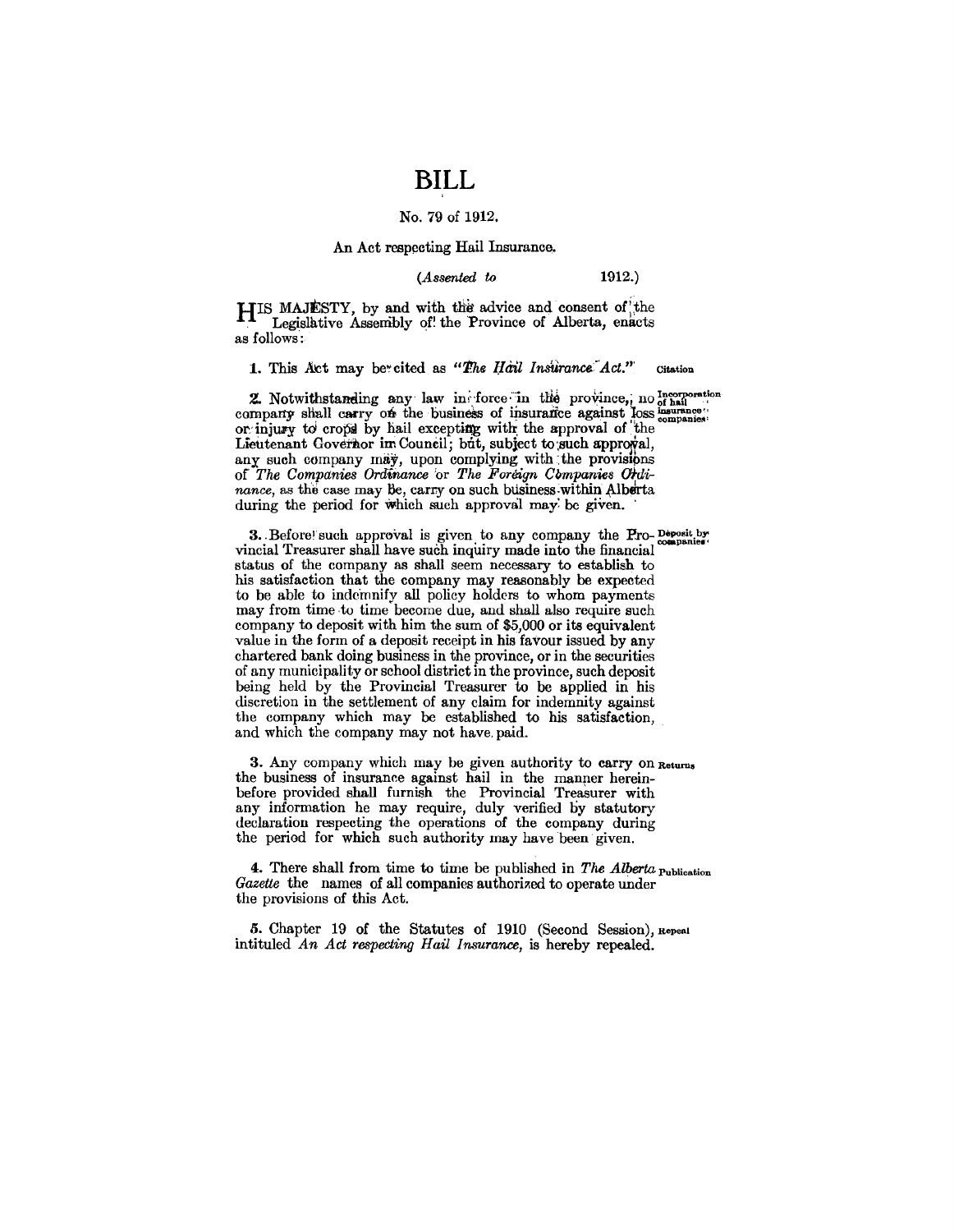# BILL

No. 79 of 1912.

An Act respecting Hail Insurance.

(*Assented to* 1912.)

HIS MAJESTY, by and with the advice and consent of the Legislative Assembly of the Province of Alberta, enacts as follows:

**1.** This Act may be cited as *"The Hail Insurance Act."* Citation

**2.** Notwithstanding any law in force in the province, no company shall carry on the business of insurance against loss or injury to crops by hail excepting with the approval of the Lieutenant Governor in Council; but, subject to such approval, any such company may, upon complying with the provisions of *The Companies Ordinance* or *The Foreign Companies Ordinance*, as the case may be, carry on such business within Alberta during the period for which such approval may be given. Incorporation of hail insurance companies

**3.** Before such approval is given to any company the Provincial Treasurer shall have such inquiry made into the financial status of the company as shall seem necessary to establish to his satisfaction that the company may reasonably be expected to be able to indemnify all policy holders to whom payments may from time to time become due, and shall also require such company to deposit with him the sum of $5,000 or its equivalent value in the form of a deposit receipt in his favour issued by any chartered bank doing business in the province, or in the securities of any municipality or school district in the province, such deposit being held by the Provincial Treasurer to be applied in his discretion in the settlement of any claim for indemnity against the company which may be established to his satisfaction, and which the company may not have paid. Deposit by companies

**3.** Any company which may be given authority to carry on the business of insurance against hail in the manner hereinbefore provided shall furnish the Provincial Treasurer with any information he may require, duly verified by statutory declaration respecting the operations of the company during the period for which such authority may have been given. Returns

**4.** There shall from time to time be published in *The Alberta Gazette* the names of all companies authorized to operate under the provisions of this Act. Publication

**5.** Chapter 19 of the Statutes of 1910 (Second Session), intituled *An Act respecting Hail Insurance*, is hereby repealed. Repeal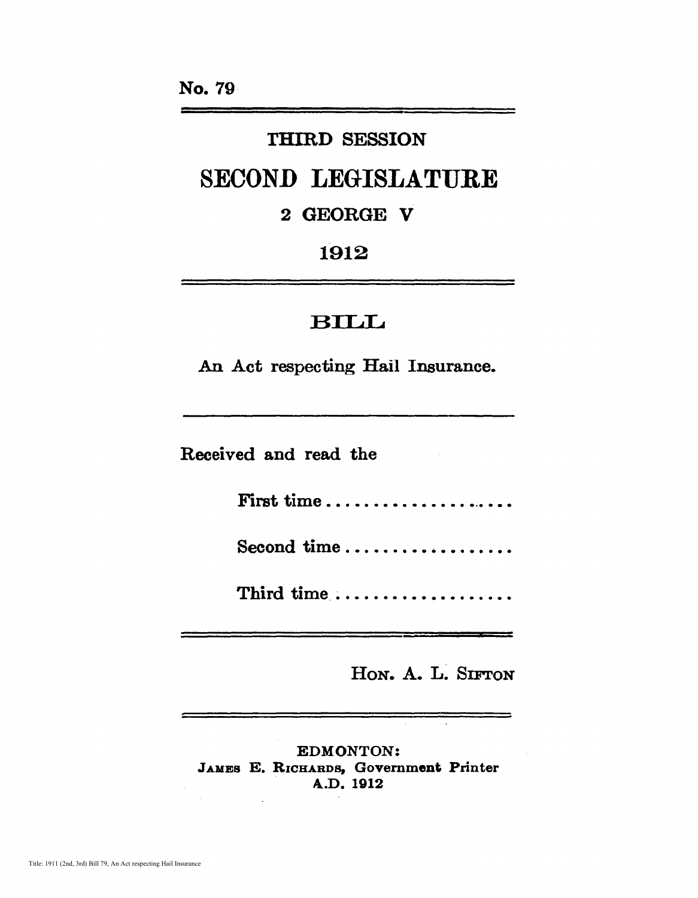No. 79

## THIRD SESSION

# SECOND LEGISLATURE

## 2 GEORGE V

## 1912

# BILL

An Act respecting Hail Insurance.

Received and read the

First time...................

Second time..................

Third time...................

HON. A. L. SIFTON

EDMONTON:
JAMES E. RICHARDS, Government Printer
A.D. 1912